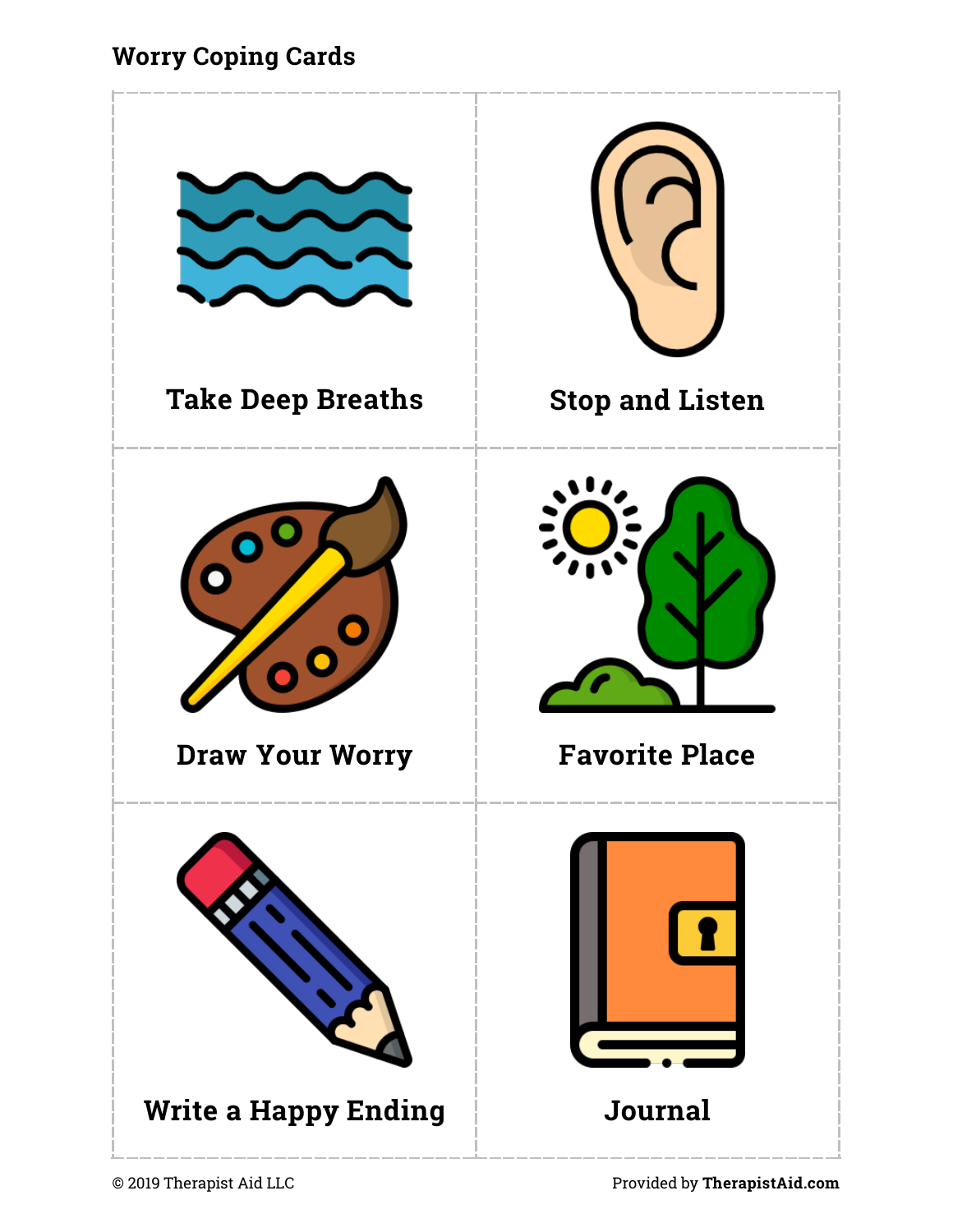# Worry Coping Cards

Take Deep Breaths

Stop and Listen

Draw Your Worry

Favorite Place

Write a Happy Ending

Journal

© 2019 Therapist Aid LLC

Provided by **TherapistAid.com**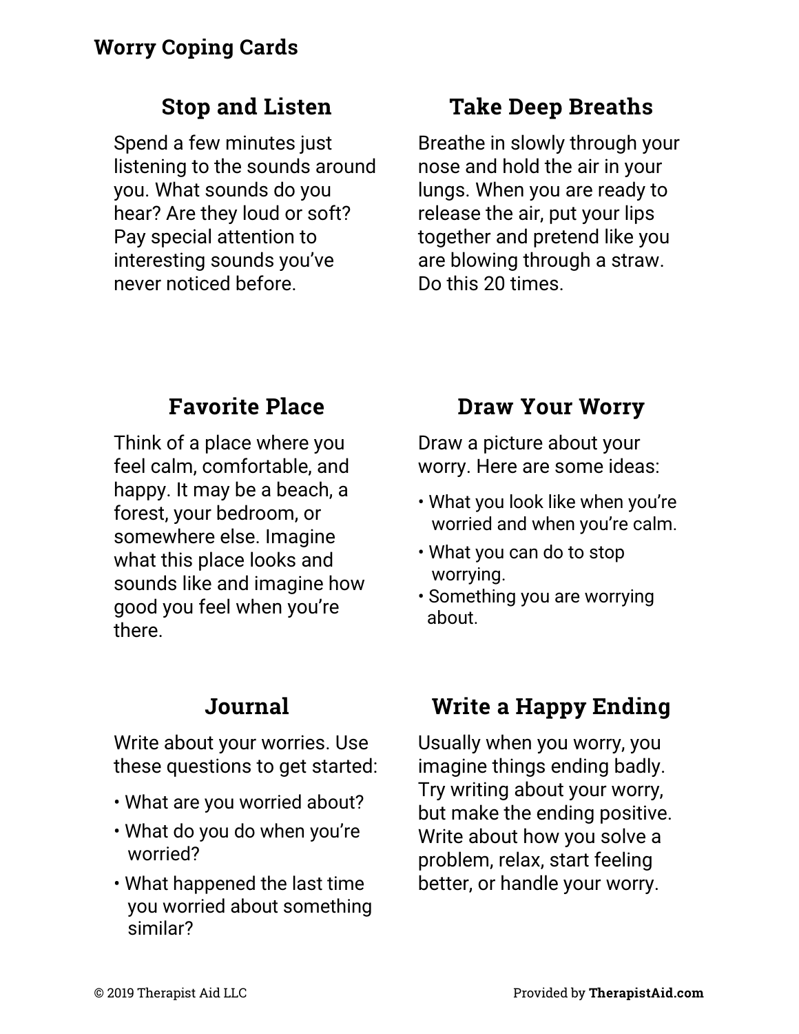# Worry Coping Cards

## Stop and Listen

Spend a few minutes just listening to the sounds around you. What sounds do you hear? Are they loud or soft? Pay special attention to interesting sounds you've never noticed before.

## Take Deep Breaths

Breathe in slowly through your nose and hold the air in your lungs. When you are ready to release the air, put your lips together and pretend like you are blowing through a straw. Do this 20 times.

## Favorite Place

Think of a place where you feel calm, comfortable, and happy. It may be a beach, a forest, your bedroom, or somewhere else. Imagine what this place looks and sounds like and imagine how good you feel when you're there.

## Draw Your Worry

Draw a picture about your worry. Here are some ideas:

- What you look like when you're worried and when you're calm.
- What you can do to stop worrying.
- Something you are worrying about.

## Journal

Write about your worries. Use these questions to get started:

- What are you worried about?
- What do you do when you're worried?
- What happened the last time you worried about something similar?

## Write a Happy Ending

Usually when you worry, you imagine things ending badly. Try writing about your worry, but make the ending positive. Write about how you solve a problem, relax, start feeling better, or handle your worry.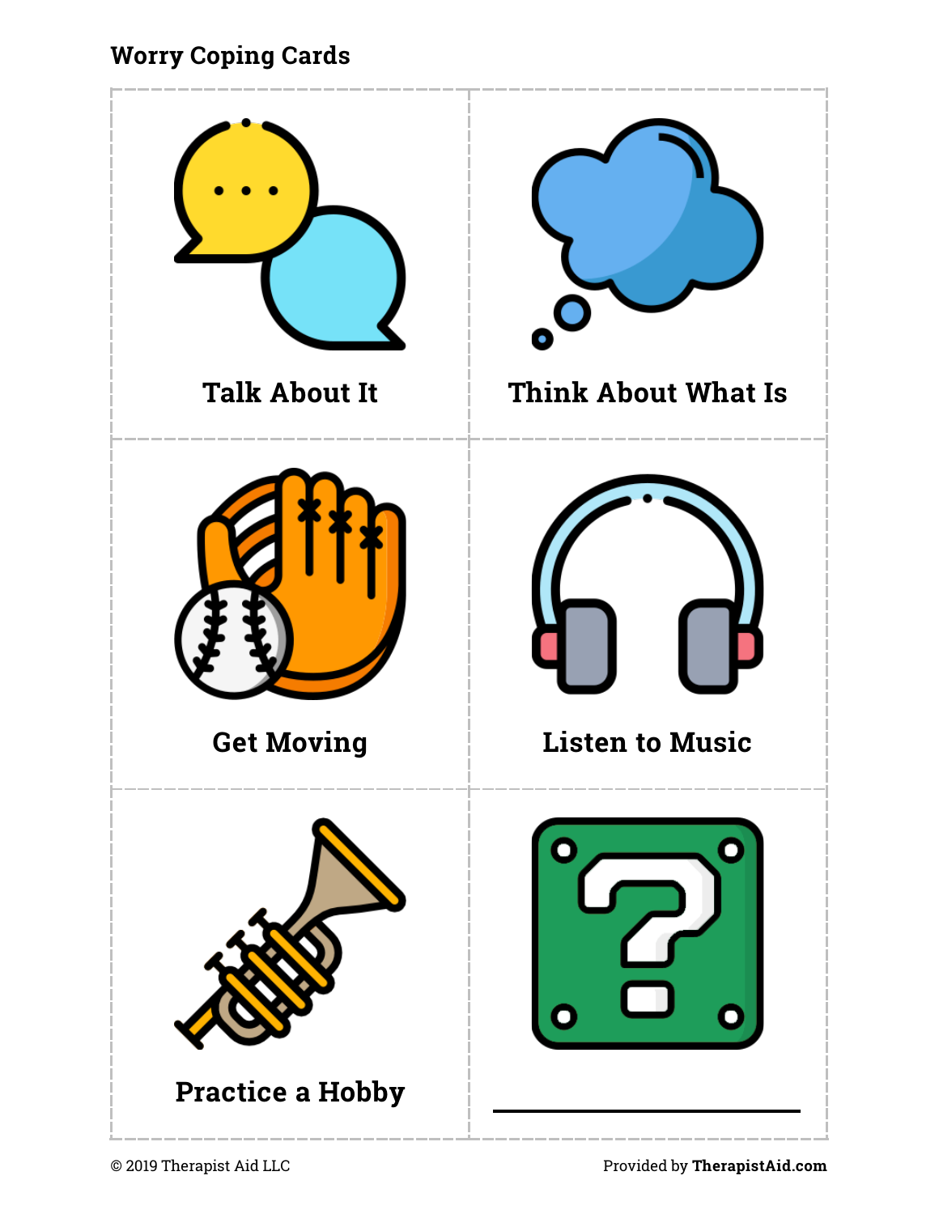## Worry Coping Cards

| | |
|---|---|
| Talk About It | Think About What Is |
| Get Moving | Listen to Music |
| Practice a Hobby | ______________ |

© 2019 Therapist Aid LLC

Provided by **TherapistAid.com**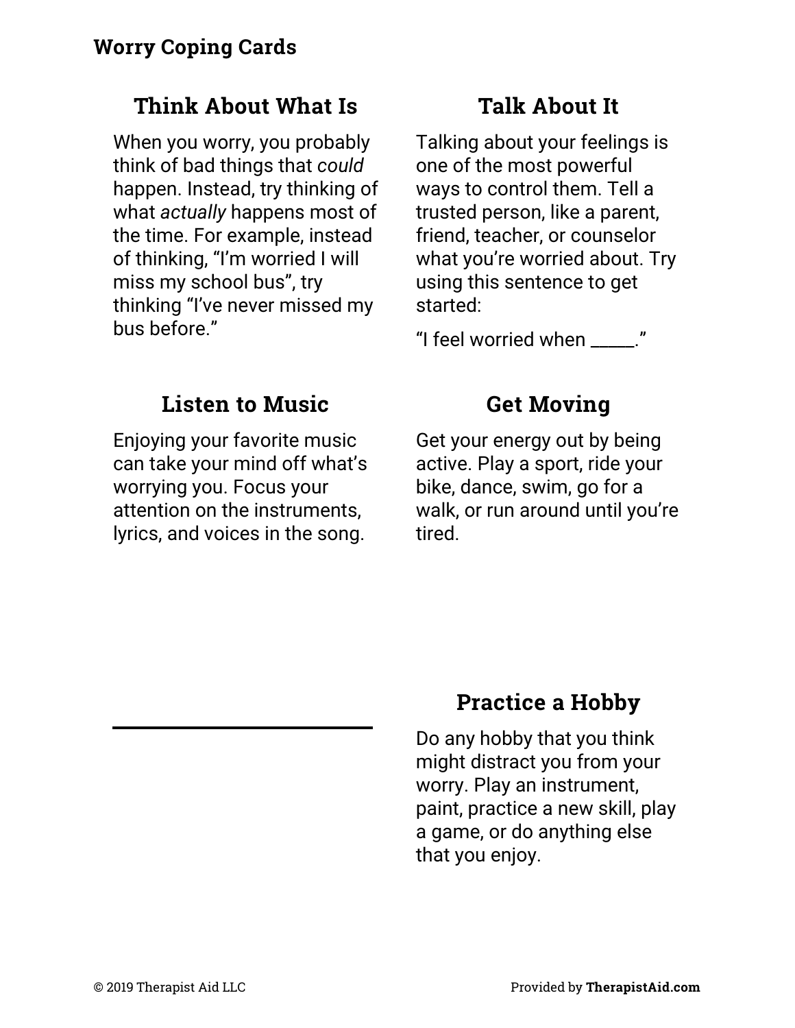Worry Coping Cards

## Think About What Is

When you worry, you probably think of bad things that *could* happen. Instead, try thinking of what *actually* happens most of the time. For example, instead of thinking, “I’m worried I will miss my school bus”, try thinking “I’ve never missed my bus before.”

## Talk About It

Talking about your feelings is one of the most powerful ways to control them. Tell a trusted person, like a parent, friend, teacher, or counselor what you’re worried about. Try using this sentence to get started:

“I feel worried when _____.”

## Listen to Music

Enjoying your favorite music can take your mind off what’s worrying you. Focus your attention on the instruments, lyrics, and voices in the song.

## Get Moving

Get your energy out by being active. Play a sport, ride your bike, dance, swim, go for a walk, or run around until you’re tired.

______________________________

## Practice a Hobby

Do any hobby that you think might distract you from your worry. Play an instrument, paint, practice a new skill, play a game, or do anything else that you enjoy.